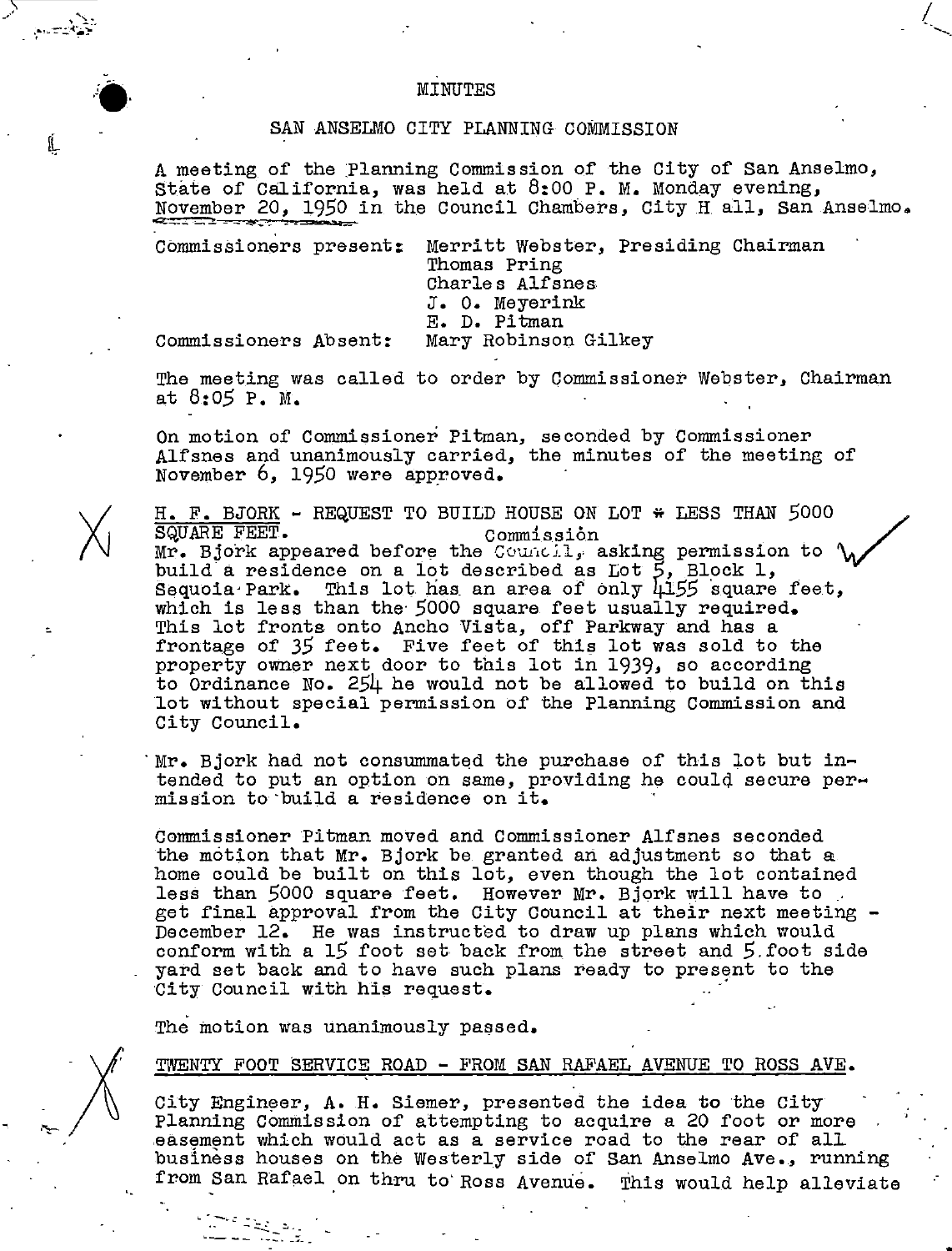MINUTES

SAN ANSELMO CITY PLANNING COMMISSION

A meeting of the Planning Commission of the City of San Anselmo, State of California, was held at 8:00 P. M. Monday evening, November 20, 1950 in the Council Chambers, City H all, San Anselmo.

Commissioners present: Merritt Webster, Presiding Chairman
Thomas Pring
Charles Alfsnes
J. O. Meyerink
E. D. Pitman

Commissioners Absent: Mary Robinson Gilkey

The meeting was called to order by Commissioner Webster, Chairman at 8:05 P. M.

On motion of Commissioner Pitman, seconded by Commissioner Alfsnes and unanimously carried, the minutes of the meeting of November 6, 1950 were approved.

H. F. BJORK - REQUEST TO BUILD HOUSE ON LOT # LESS THAN 5000 SQUARE FEET.

Mr. Bjork appeared before the ~~Council~~ Commission, asking permission to build a residence on a lot described as Lot 5, Block 1, Sequoia Park. This lot has an area of only 4155 square feet, which is less than the 5000 square feet usually required. This lot fronts onto Ancho Vista, off Parkway and has a frontage of 35 feet. Five feet of this lot was sold to the property owner next door to this lot in 1939, so according to Ordinance No. 254 he would not be allowed to build on this lot without special permission of the Planning Commission and City Council.

Mr. Bjork had not consummated the purchase of this lot but intended to put an option on same, providing he could secure permission to build a residence on it.

Commissioner Pitman moved and Commissioner Alfsnes seconded the motion that Mr. Bjork be granted an adjustment so that a home could be built on this lot, even though the lot contained less than 5000 square feet. However Mr. Bjork will have to get final approval from the City Council at their next meeting - December 12. He was instructed to draw up plans which would conform with a 15 foot set back from the street and 5 foot side yard set back and to have such plans ready to present to the City Council with his request.

The motion was unanimously passed.

TWENTY FOOT SERVICE ROAD - FROM SAN RAFAEL AVENUE TO ROSS AVE.

City Engineer, A. H. Siemer, presented the idea to the City Planning Commission of attempting to acquire a 20 foot or more easement which would act as a service road to the rear of all business houses on the Westerly side of San Anselmo Ave., running from San Rafael on thru to Ross Avenue. This would help alleviate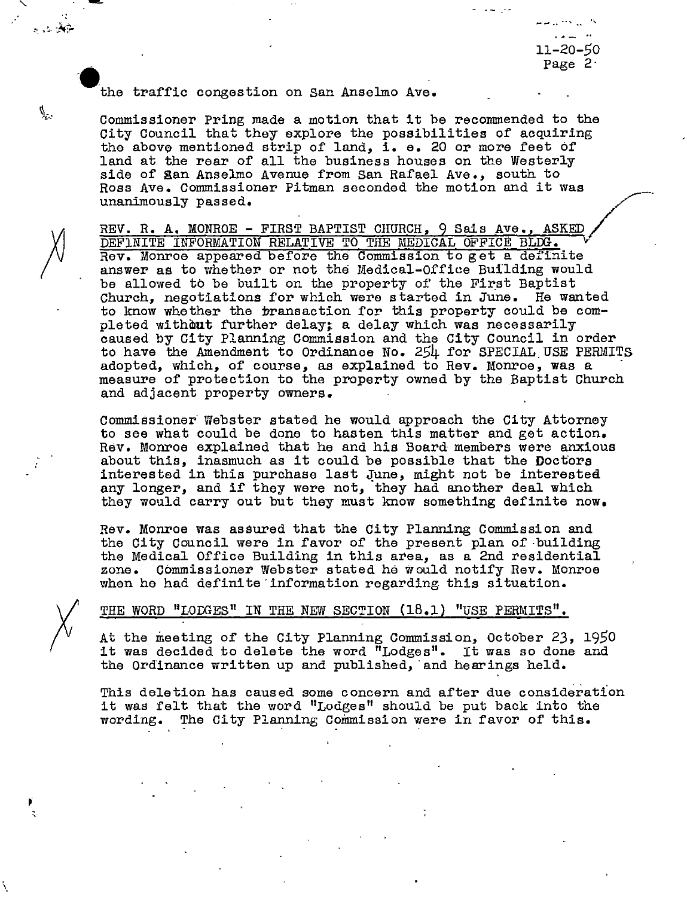the traffic congestion on San Anselmo Ave.

Commissioner Pring made a motion that it be recommended to the City Council that they explore the possibilities of acquiring the above mentioned strip of land, i. e. 20 or more feet of land at the rear of all the business houses on the Westerly side of San Anselmo Avenue from San Rafael Ave., south to Ross Ave. Commissioner Pitman seconded the motion and it was unanimously passed.

REV. R. A. MONROE - FIRST BAPTIST CHURCH, 9 Sais Ave., ASKED DEFINITE INFORMATION RELATIVE TO THE MEDICAL OFFICE BLDG.

Rev. Monroe appeared before the Commission to get a definite answer as to whether or not the Medical-Office Building would be allowed to be built on the property of the First Baptist Church, negotiations for which were started in June. He wanted to know whether the transaction for this property could be completed without further delay; a delay which was necessarily caused by City Planning Commission and the City Council in order to have the Amendment to Ordinance No. 254 for SPECIAL USE PERMITS adopted, which, of course, as explained to Rev. Monroe, was a measure of protection to the property owned by the Baptist Church and adjacent property owners.

Commissioner Webster stated he would approach the City Attorney to see what could be done to hasten this matter and get action. Rev. Monroe explained that he and his Board members were anxious about this, inasmuch as it could be possible that the Doctors interested in this purchase last June, might not be interested any longer, and if they were not, they had another deal which they would carry out but they must know something definite now.

Rev. Monroe was assured that the City Planning Commission and the City Council were in favor of the present plan of building the Medical Office Building in this area, as a 2nd residential zone. Commissioner Webster stated he would notify Rev. Monroe when he had definite information regarding this situation.

THE WORD "LODGES" IN THE NEW SECTION (18.1) "USE PERMITS".

At the meeting of the City Planning Commission, October 23, 1950 it was decided to delete the word "Lodges". It was so done and the Ordinance written up and published, and hearings held.

This deletion has caused some concern and after due consideration it was felt that the word "Lodges" should be put back into the wording. The City Planning Commission were in favor of this.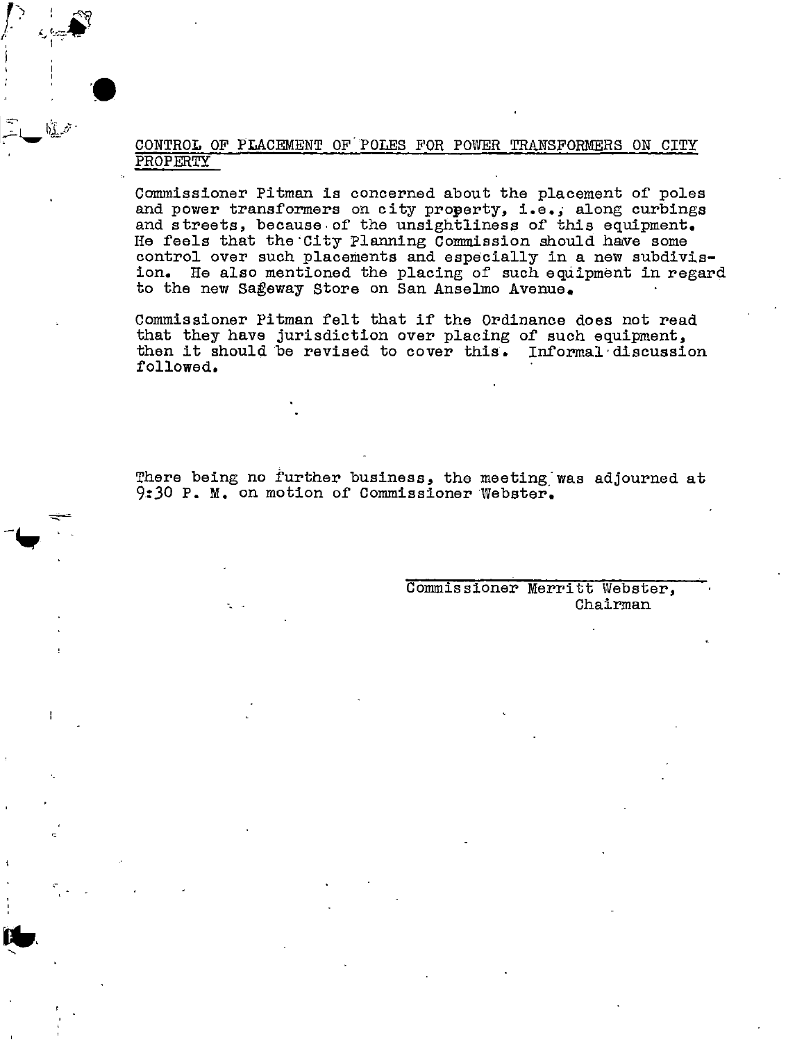CONTROL OF PLACEMENT OF POLES FOR POWER TRANSFORMERS ON CITY PROPERTY

Commissioner Pitman is concerned about the placement of poles and power transformers on city property, i.e., along curbings and streets, because of the unsightliness of this equipment. He feels that the City Planning Commission should have some control over such placements and especially in a new subdivision. He also mentioned the placing of such equipment in regard to the new Safeway Store on San Anselmo Avenue.

Commissioner Pitman felt that if the Ordinance does not read that they have jurisdiction over placing of such equipment, then it should be revised to cover this. Informal discussion followed.

There being no further business, the meeting was adjourned at 9:30 P. M. on motion of Commissioner Webster.

Commissioner Merritt Webster,
Chairman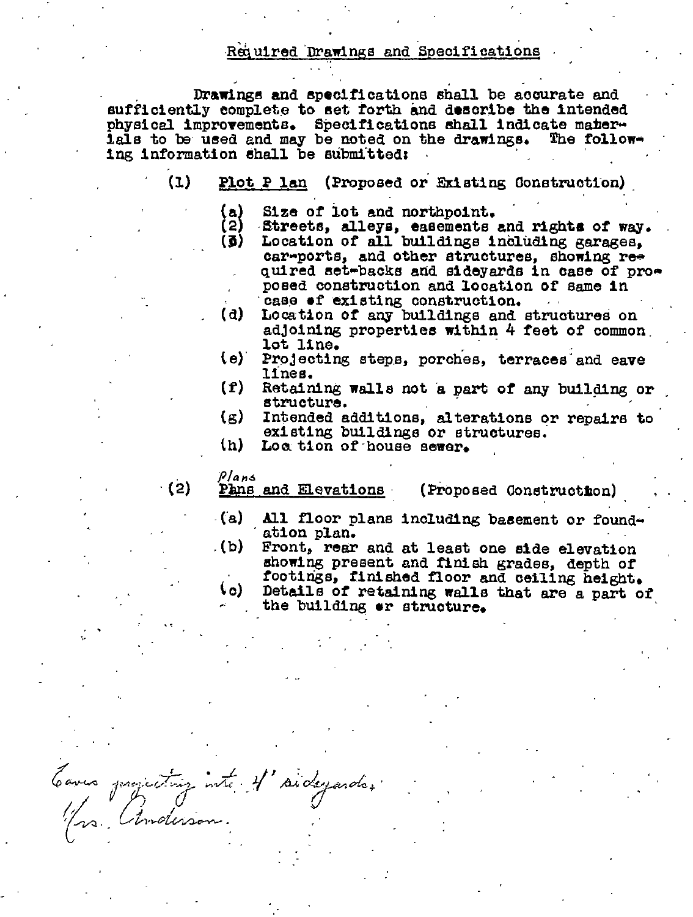## Required Drawings and Specifications

Drawings and specifications shall be accurate and sufficiently complete to set forth and describe the intended physical improvements. Specifications shall indicate materials to be used and may be noted on the drawings. The following information shall be submitted:

(1) Plot P lan (Proposed or Existing Construction)

- (a) Size of lot and northpoint.
- (2) Streets, alleys, easements and rights of way.
- (3) Location of all buildings including garages, car-ports, and other structures, showing required set-backs and sideyards in case of proposed construction and location of same in case of existing construction.
- (d) Location of any buildings and structures on adjoining properties within 4 feet of common lot line.
- (e) Projecting steps, porches, terraces and eave lines.
- (f) Retaining walls not a part of any building or structure.
- (g) Intended additions, alterations or repairs to existing buildings or structures.
- (h) Loca tion of house sewer.

(2) Plans and Elevations (Proposed Construction)

- (a) All floor plans including basement or foundation plan.
- (b) Front, rear and at least one side elevation showing present and finish grades, depth of footings, finished floor and ceiling height.
- (c) Details of retaining walls that are a part of the building or structure.

Eaves projecting into 4' sideyards;
Mrs. Anderson.